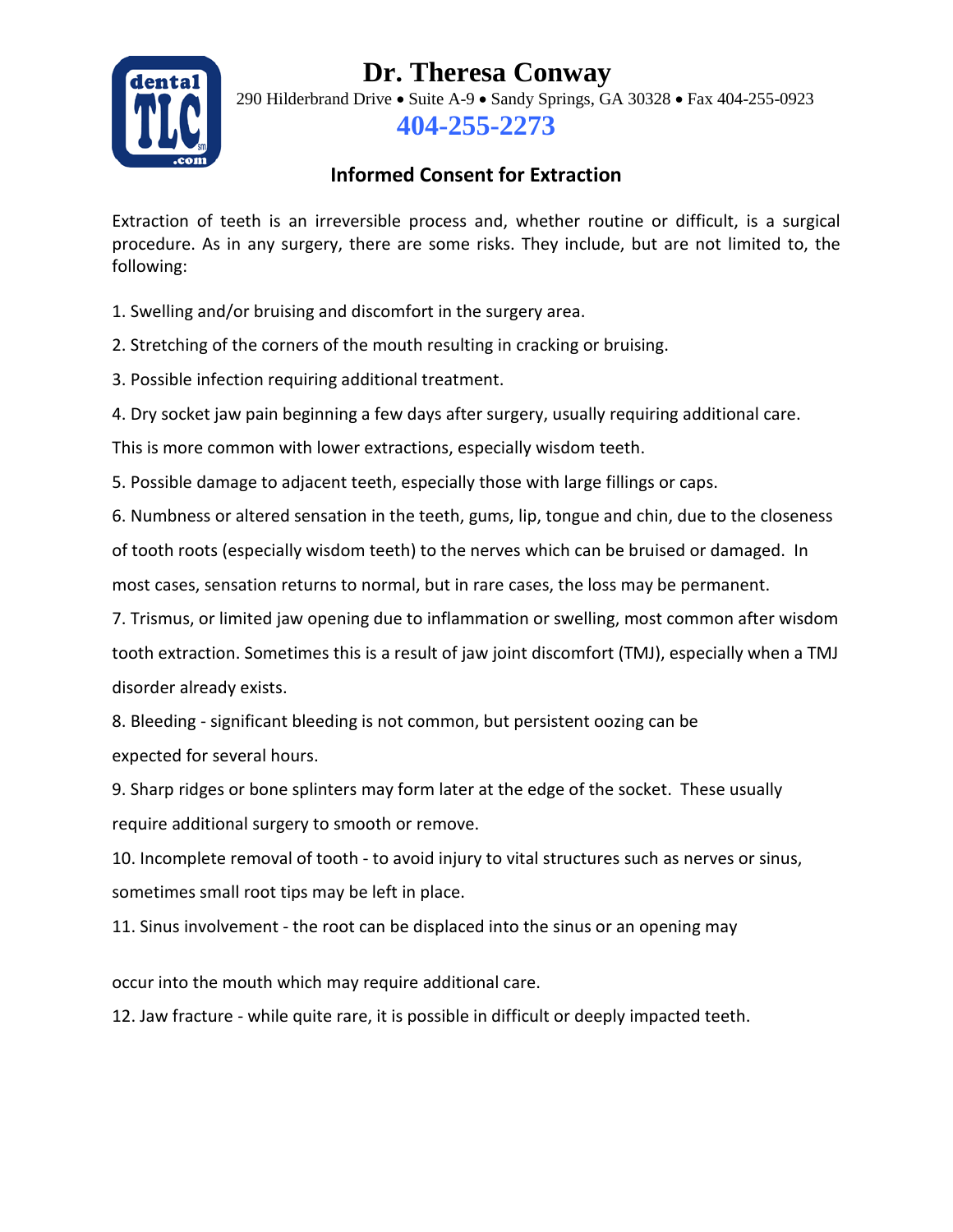# Dr. Theresa Conway

290 Hilderbrand Drive • Suite A-9 • Sandy Springs, GA 30328 • Fax 404-255-0923

**404-255-2273**

## Informed Consent for Extraction

Extraction of teeth is an irreversible process and, whether routine or difficult, is a surgical procedure. As in any surgery, there are some risks. They include, but are not limited to, the following:

1. Swelling and/or bruising and discomfort in the surgery area.
2. Stretching of the corners of the mouth resulting in cracking or bruising.
3. Possible infection requiring additional treatment.
4. Dry socket jaw pain beginning a few days after surgery, usually requiring additional care. This is more common with lower extractions, especially wisdom teeth.
5. Possible damage to adjacent teeth, especially those with large fillings or caps.
6. Numbness or altered sensation in the teeth, gums, lip, tongue and chin, due to the closeness of tooth roots (especially wisdom teeth) to the nerves which can be bruised or damaged. In most cases, sensation returns to normal, but in rare cases, the loss may be permanent.
7. Trismus, or limited jaw opening due to inflammation or swelling, most common after wisdom tooth extraction. Sometimes this is a result of jaw joint discomfort (TMJ), especially when a TMJ disorder already exists.
8. Bleeding - significant bleeding is not common, but persistent oozing can be expected for several hours.
9. Sharp ridges or bone splinters may form later at the edge of the socket. These usually require additional surgery to smooth or remove.
10. Incomplete removal of tooth - to avoid injury to vital structures such as nerves or sinus, sometimes small root tips may be left in place.
11. Sinus involvement - the root can be displaced into the sinus or an opening may occur into the mouth which may require additional care.
12. Jaw fracture - while quite rare, it is possible in difficult or deeply impacted teeth.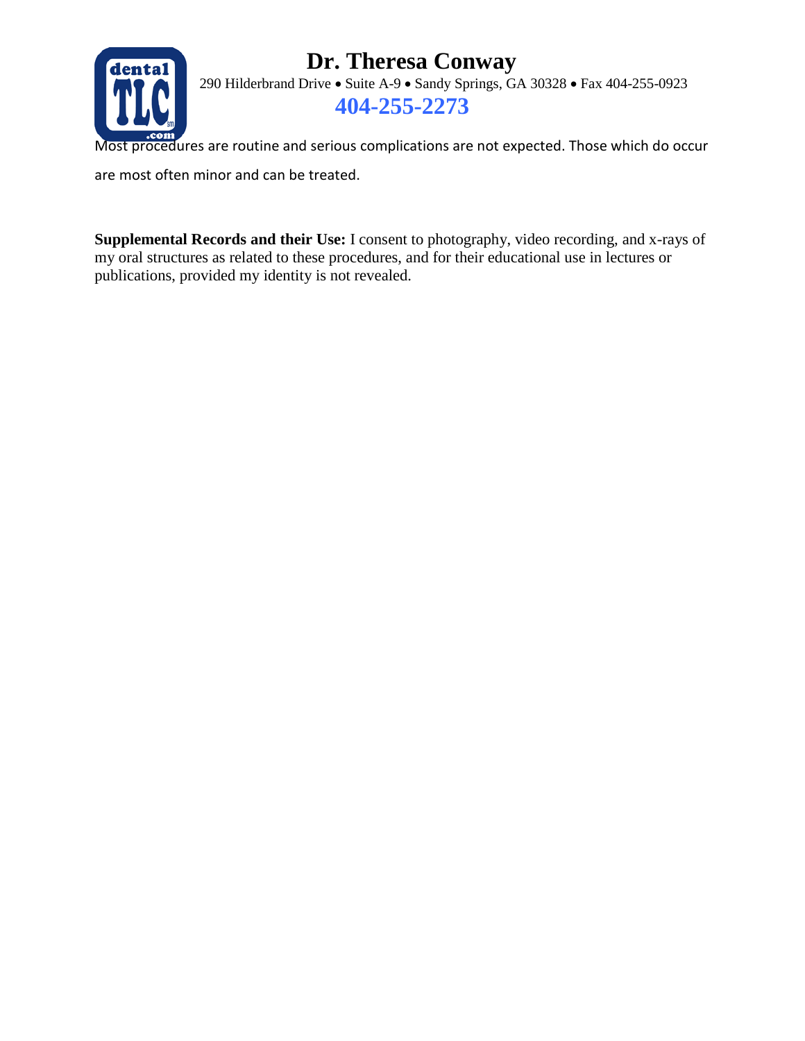# Dr. Theresa Conway

290 Hilderbrand Drive • Suite A-9 • Sandy Springs, GA 30328 • Fax 404-255-0923

**404-255-2273**

Most procedures are routine and serious complications are not expected. Those which do occur are most often minor and can be treated.

**Supplemental Records and their Use:** I consent to photography, video recording, and x-rays of my oral structures as related to these procedures, and for their educational use in lectures or publications, provided my identity is not revealed.